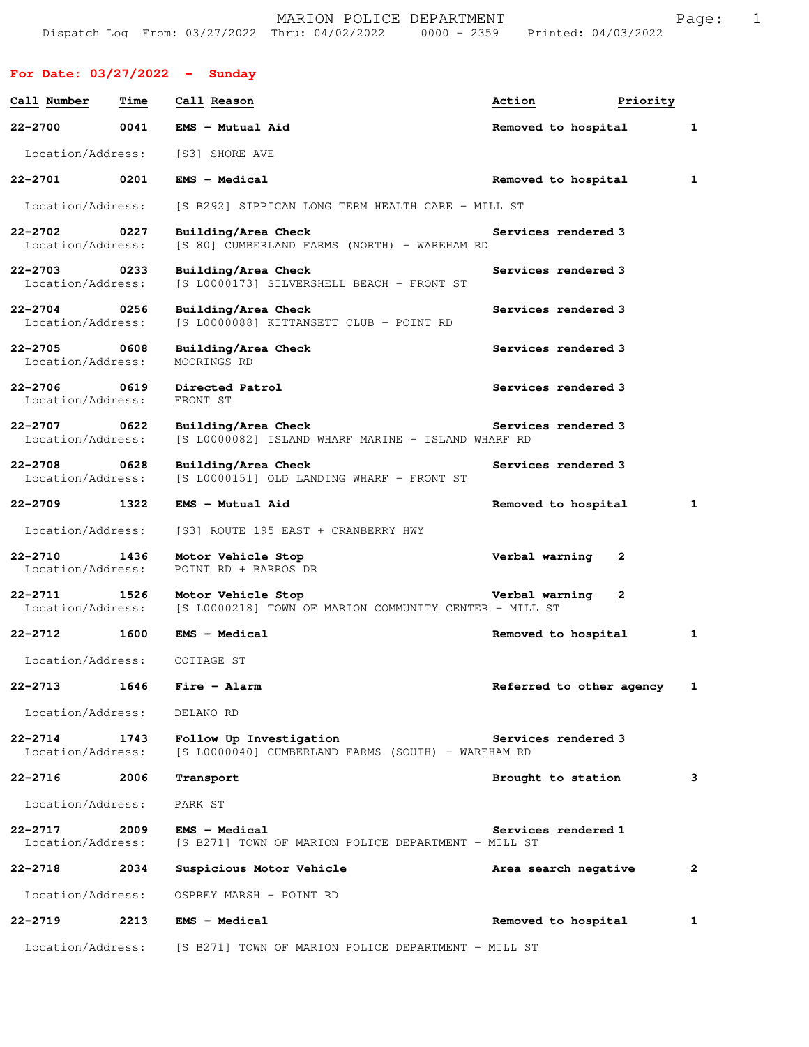MARION POLICE DEPARTMENT

Dispatch Log From: 03/27/2022 Thru: 04/02/2022 0000 - 2359 Printed: 04/03/2022

## For Date: 03/27/2022 - Sunday

| Call Number | Time | Call Reason | Action | Priority |
|---|---|---|---|---|
| 22-2700 | 0041 | EMS - Mutual Aid | Removed to hospital | 1 |
| Location/Address: | | [S3] SHORE AVE | | |
| 22-2701 | 0201 | EMS - Medical | Removed to hospital | 1 |
| Location/Address: | | [S B292] SIPPICAN LONG TERM HEALTH CARE - MILL ST | | |
| 22-2702 | 0227 | Building/Area Check | Services rendered | 3 |
| Location/Address: | | [S 80] CUMBERLAND FARMS (NORTH) - WAREHAM RD | | |
| 22-2703 | 0233 | Building/Area Check | Services rendered | 3 |
| Location/Address: | | [S L0000173] SILVERSHELL BEACH - FRONT ST | | |
| 22-2704 | 0256 | Building/Area Check | Services rendered | 3 |
| Location/Address: | | [S L0000088] KITTANSETT CLUB - POINT RD | | |
| 22-2705 | 0608 | Building/Area Check | Services rendered | 3 |
| Location/Address: | | MOORINGS RD | | |
| 22-2706 | 0619 | Directed Patrol | Services rendered | 3 |
| Location/Address: | | FRONT ST | | |
| 22-2707 | 0622 | Building/Area Check | Services rendered | 3 |
| Location/Address: | | [S L0000082] ISLAND WHARF MARINE - ISLAND WHARF RD | | |
| 22-2708 | 0628 | Building/Area Check | Services rendered | 3 |
| Location/Address: | | [S L0000151] OLD LANDING WHARF - FRONT ST | | |
| 22-2709 | 1322 | EMS - Mutual Aid | Removed to hospital | 1 |
| Location/Address: | | [S3] ROUTE 195 EAST + CRANBERRY HWY | | |
| 22-2710 | 1436 | Motor Vehicle Stop | Verbal warning | 2 |
| Location/Address: | | POINT RD + BARROS DR | | |
| 22-2711 | 1526 | Motor Vehicle Stop | Verbal warning | 2 |
| Location/Address: | | [S L0000218] TOWN OF MARION COMMUNITY CENTER - MILL ST | | |
| 22-2712 | 1600 | EMS - Medical | Removed to hospital | 1 |
| Location/Address: | | COTTAGE ST | | |
| 22-2713 | 1646 | Fire - Alarm | Referred to other agency | 1 |
| Location/Address: | | DELANO RD | | |
| 22-2714 | 1743 | Follow Up Investigation | Services rendered | 3 |
| Location/Address: | | [S L0000040] CUMBERLAND FARMS (SOUTH) - WAREHAM RD | | |
| 22-2716 | 2006 | Transport | Brought to station | 3 |
| Location/Address: | | PARK ST | | |
| 22-2717 | 2009 | EMS - Medical | Services rendered | 1 |
| Location/Address: | | [S B271] TOWN OF MARION POLICE DEPARTMENT - MILL ST | | |
| 22-2718 | 2034 | Suspicious Motor Vehicle | Area search negative | 2 |
| Location/Address: | | OSPREY MARSH - POINT RD | | |
| 22-2719 | 2213 | EMS - Medical | Removed to hospital | 1 |
| Location/Address: | | [S B271] TOWN OF MARION POLICE DEPARTMENT - MILL ST | | |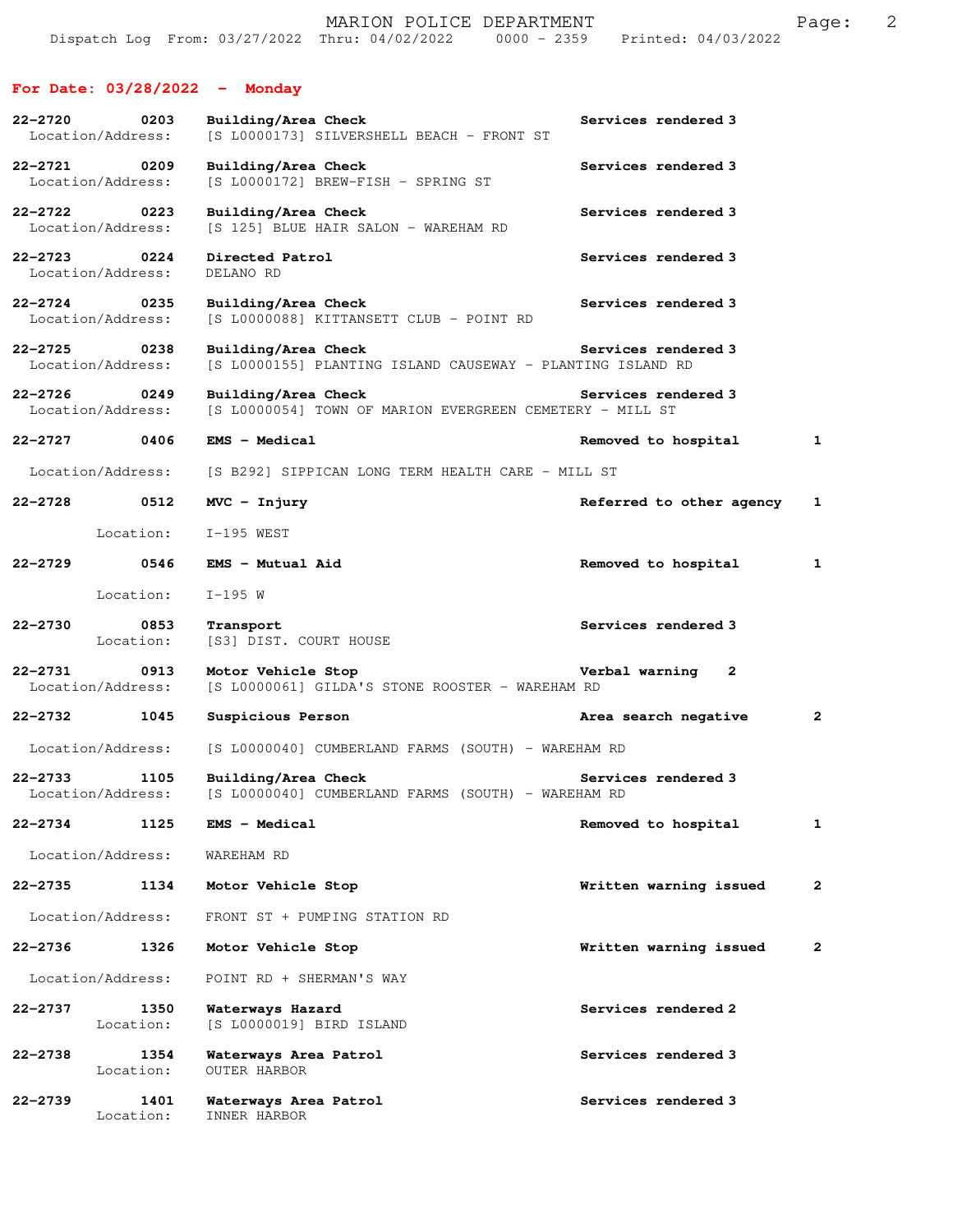## For Date: 03/28/2022 - Monday

**22-2720 0203 Building/Area Check** Services rendered 3
Location/Address: [S L0000173] SILVERSHELL BEACH - FRONT ST

**22-2721 0209 Building/Area Check** Services rendered 3
Location/Address: [S L0000172] BREW-FISH - SPRING ST

**22-2722 0223 Building/Area Check** Services rendered 3
Location/Address: [S 125] BLUE HAIR SALON - WAREHAM RD

**22-2723 0224 Directed Patrol** Services rendered 3
Location/Address: DELANO RD

**22-2724 0235 Building/Area Check** Services rendered 3
Location/Address: [S L0000088] KITTANSETT CLUB - POINT RD

**22-2725 0238 Building/Area Check** Services rendered 3
Location/Address: [S L0000155] PLANTING ISLAND CAUSEWAY - PLANTING ISLAND RD

**22-2726 0249 Building/Area Check** Services rendered 3
Location/Address: [S L0000054] TOWN OF MARION EVERGREEN CEMETERY - MILL ST

**22-2727 0406 EMS - Medical** Removed to hospital 1
Location/Address: [S B292] SIPPICAN LONG TERM HEALTH CARE - MILL ST

**22-2728 0512 MVC - Injury** Referred to other agency 1
Location: I-195 WEST

**22-2729 0546 EMS - Mutual Aid** Removed to hospital 1
Location: I-195 W

**22-2730 0853 Transport** Services rendered 3
Location: [S3] DIST. COURT HOUSE

**22-2731 0913 Motor Vehicle Stop** Verbal warning 2
Location/Address: [S L0000061] GILDA'S STONE ROOSTER - WAREHAM RD

**22-2732 1045 Suspicious Person** Area search negative 2
Location/Address: [S L0000040] CUMBERLAND FARMS (SOUTH) - WAREHAM RD

**22-2733 1105 Building/Area Check** Services rendered 3
Location/Address: [S L0000040] CUMBERLAND FARMS (SOUTH) - WAREHAM RD

**22-2734 1125 EMS - Medical** Removed to hospital 1
Location/Address: WAREHAM RD

**22-2735 1134 Motor Vehicle Stop** Written warning issued 2
Location/Address: FRONT ST + PUMPING STATION RD

**22-2736 1326 Motor Vehicle Stop** Written warning issued 2
Location/Address: POINT RD + SHERMAN'S WAY

**22-2737 1350 Waterways Hazard** Services rendered 2
Location: [S L0000019] BIRD ISLAND

**22-2738 1354 Waterways Area Patrol** Services rendered 3
Location: OUTER HARBOR

**22-2739 1401 Waterways Area Patrol** Services rendered 3
Location: INNER HARBOR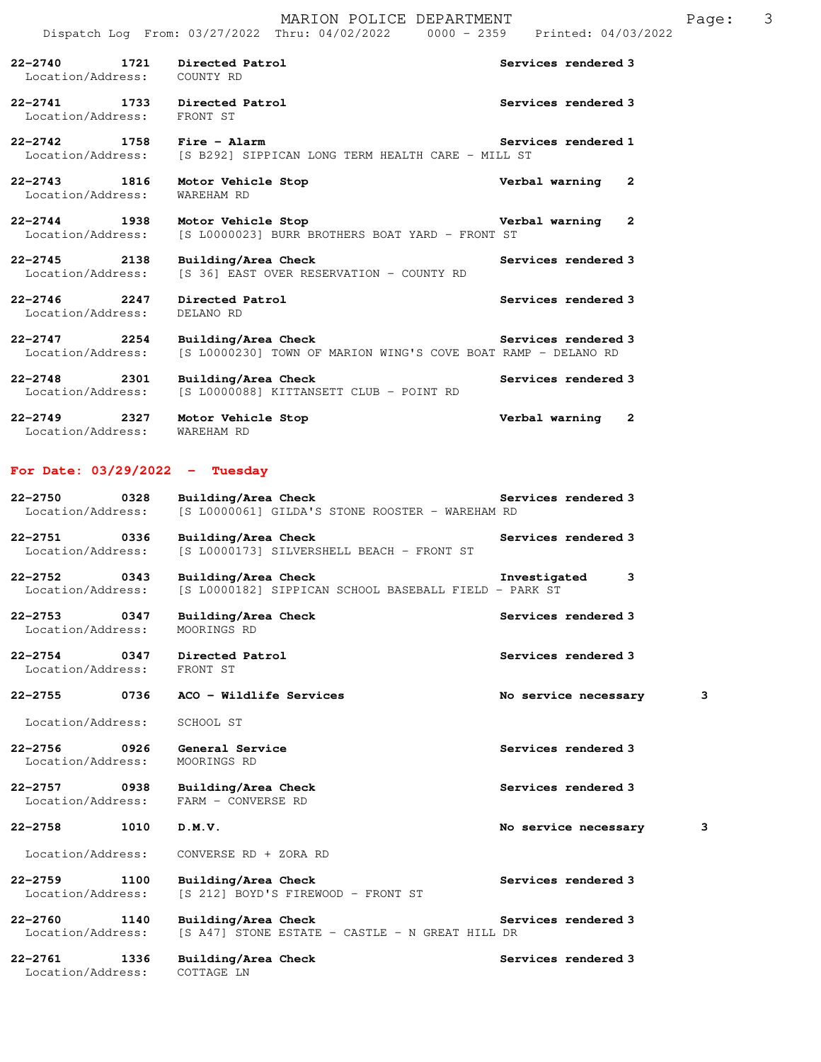**22-2740 1721 Directed Patrol** **Services rendered 3**
Location/Address: COUNTY RD

**22-2741 1733 Directed Patrol** **Services rendered 3**
Location/Address: FRONT ST

**22-2742 1758 Fire - Alarm** **Services rendered 1**
Location/Address: [S B292] SIPPICAN LONG TERM HEALTH CARE - MILL ST

**22-2743 1816 Motor Vehicle Stop** **Verbal warning 2**
Location/Address: WAREHAM RD

**22-2744 1938 Motor Vehicle Stop** **Verbal warning 2**
Location/Address: [S L0000023] BURR BROTHERS BOAT YARD - FRONT ST

**22-2745 2138 Building/Area Check** **Services rendered 3**
Location/Address: [S 36] EAST OVER RESERVATION - COUNTY RD

**22-2746 2247 Directed Patrol** **Services rendered 3**
Location/Address: DELANO RD

**22-2747 2254 Building/Area Check** **Services rendered 3**
Location/Address: [S L0000230] TOWN OF MARION WING'S COVE BOAT RAMP - DELANO RD

**22-2748 2301 Building/Area Check** **Services rendered 3**
Location/Address: [S L0000088] KITTANSETT CLUB - POINT RD

**22-2749 2327 Motor Vehicle Stop** **Verbal warning 2**
Location/Address: WAREHAM RD

## For Date: 03/29/2022 - Tuesday

**22-2750 0328 Building/Area Check** **Services rendered 3**
Location/Address: [S L0000061] GILDA'S STONE ROOSTER - WAREHAM RD

**22-2751 0336 Building/Area Check** **Services rendered 3**
Location/Address: [S L0000173] SILVERSHELL BEACH - FRONT ST

**22-2752 0343 Building/Area Check** **Investigated 3**
Location/Address: [S L0000182] SIPPICAN SCHOOL BASEBALL FIELD - PARK ST

**22-2753 0347 Building/Area Check** **Services rendered 3**
Location/Address: MOORINGS RD

**22-2754 0347 Directed Patrol** **Services rendered 3**
Location/Address: FRONT ST

**22-2755 0736 ACO - Wildlife Services** **No service necessary 3**
Location/Address: SCHOOL ST

**22-2756 0926 General Service** **Services rendered 3**
Location/Address: MOORINGS RD

**22-2757 0938 Building/Area Check** **Services rendered 3**
Location/Address: FARM - CONVERSE RD

**22-2758 1010 D.M.V.** **No service necessary 3**
Location/Address: CONVERSE RD + ZORA RD

**22-2759 1100 Building/Area Check** **Services rendered 3**
Location/Address: [S 212] BOYD'S FIREWOOD - FRONT ST

**22-2760 1140 Building/Area Check** **Services rendered 3**
Location/Address: [S A47] STONE ESTATE - CASTLE - N GREAT HILL DR

**22-2761 1336 Building/Area Check** **Services rendered 3**
Location/Address: COTTAGE LN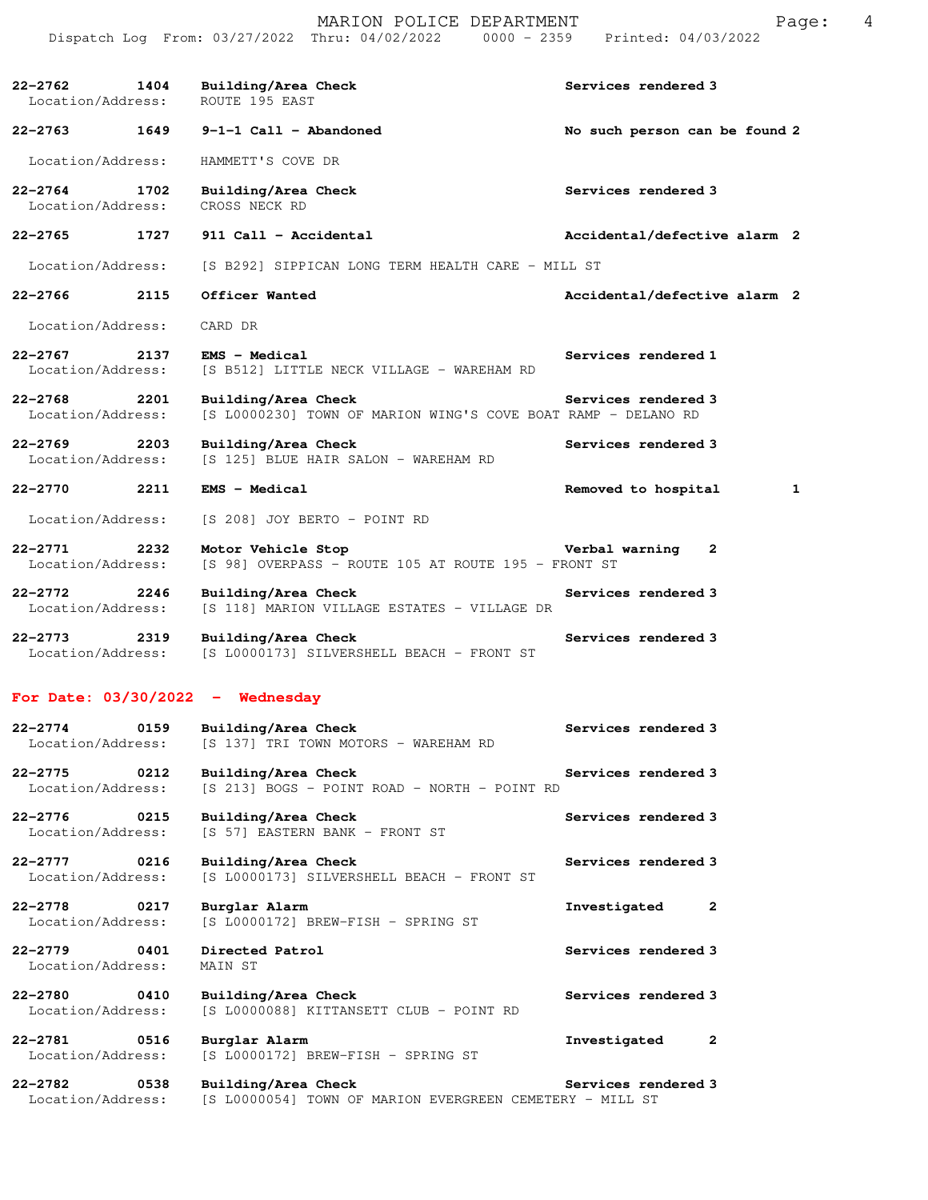22-2762 1404 Building/Area Check Services rendered 3
Location/Address: ROUTE 195 EAST

22-2763 1649 9-1-1 Call - Abandoned No such person can be found 2
Location/Address: HAMMETT'S COVE DR

22-2764 1702 Building/Area Check Services rendered 3
Location/Address: CROSS NECK RD

22-2765 1727 911 Call - Accidental Accidental/defective alarm 2
Location/Address: [S B292] SIPPICAN LONG TERM HEALTH CARE - MILL ST

22-2766 2115 Officer Wanted Accidental/defective alarm 2
Location/Address: CARD DR

22-2767 2137 EMS - Medical Services rendered 1
Location/Address: [S B512] LITTLE NECK VILLAGE - WAREHAM RD

22-2768 2201 Building/Area Check Services rendered 3
Location/Address: [S L0000230] TOWN OF MARION WING'S COVE BOAT RAMP - DELANO RD

22-2769 2203 Building/Area Check Services rendered 3
Location/Address: [S 125] BLUE HAIR SALON - WAREHAM RD

22-2770 2211 EMS - Medical Removed to hospital 1
Location/Address: [S 208] JOY BERTO - POINT RD

22-2771 2232 Motor Vehicle Stop Verbal warning 2
Location/Address: [S 98] OVERPASS - ROUTE 105 AT ROUTE 195 - FRONT ST

22-2772 2246 Building/Area Check Services rendered 3
Location/Address: [S 118] MARION VILLAGE ESTATES - VILLAGE DR

22-2773 2319 Building/Area Check Services rendered 3
Location/Address: [S L0000173] SILVERSHELL BEACH - FRONT ST

## For Date: 03/30/2022 - Wednesday

22-2774 0159 Building/Area Check Services rendered 3
Location/Address: [S 137] TRI TOWN MOTORS - WAREHAM RD

22-2775 0212 Building/Area Check Services rendered 3
Location/Address: [S 213] BOGS - POINT ROAD - NORTH - POINT RD

22-2776 0215 Building/Area Check Services rendered 3
Location/Address: [S 57] EASTERN BANK - FRONT ST

22-2777 0216 Building/Area Check Services rendered 3
Location/Address: [S L0000173] SILVERSHELL BEACH - FRONT ST

22-2778 0217 Burglar Alarm Investigated 2
Location/Address: [S L0000172] BREW-FISH - SPRING ST

22-2779 0401 Directed Patrol Services rendered 3
Location/Address: MAIN ST

22-2780 0410 Building/Area Check Services rendered 3
Location/Address: [S L0000088] KITTANSETT CLUB - POINT RD

22-2781 0516 Burglar Alarm Investigated 2
Location/Address: [S L0000172] BREW-FISH - SPRING ST

22-2782 0538 Building/Area Check Services rendered 3
Location/Address: [S L0000054] TOWN OF MARION EVERGREEN CEMETERY - MILL ST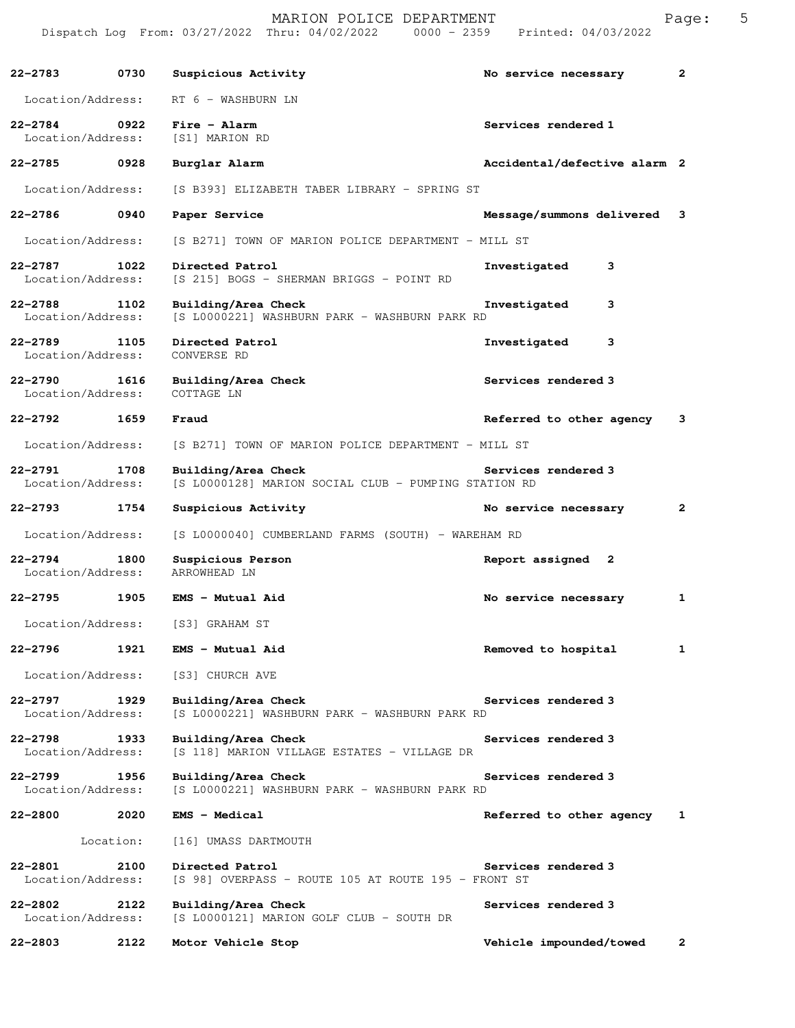| Call # | Time | Call Type | Disposition | Priority |
|---|---|---|---|---|
| 22-2783 | 0730 | Suspicious Activity | No service necessary | 2 |
| Location/Address: | | RT 6 - WASHBURN LN | | |
| 22-2784 | 0922 | Fire - Alarm | Services rendered | 1 |
| Location/Address: | | [S1] MARION RD | | |
| 22-2785 | 0928 | Burglar Alarm | Accidental/defective alarm | 2 |
| Location/Address: | | [S B393] ELIZABETH TABER LIBRARY - SPRING ST | | |
| 22-2786 | 0940 | Paper Service | Message/summons delivered | 3 |
| Location/Address: | | [S B271] TOWN OF MARION POLICE DEPARTMENT - MILL ST | | |
| 22-2787 | 1022 | Directed Patrol | Investigated | 3 |
| Location/Address: | | [S 215] BOGS - SHERMAN BRIGGS - POINT RD | | |
| 22-2788 | 1102 | Building/Area Check | Investigated | 3 |
| Location/Address: | | [S L0000221] WASHBURN PARK - WASHBURN PARK RD | | |
| 22-2789 | 1105 | Directed Patrol | Investigated | 3 |
| Location/Address: | | CONVERSE RD | | |
| 22-2790 | 1616 | Building/Area Check | Services rendered | 3 |
| Location/Address: | | COTTAGE LN | | |
| 22-2792 | 1659 | Fraud | Referred to other agency | 3 |
| Location/Address: | | [S B271] TOWN OF MARION POLICE DEPARTMENT - MILL ST | | |
| 22-2791 | 1708 | Building/Area Check | Services rendered | 3 |
| Location/Address: | | [S L0000128] MARION SOCIAL CLUB - PUMPING STATION RD | | |
| 22-2793 | 1754 | Suspicious Activity | No service necessary | 2 |
| Location/Address: | | [S L0000040] CUMBERLAND FARMS (SOUTH) - WAREHAM RD | | |
| 22-2794 | 1800 | Suspicious Person | Report assigned | 2 |
| Location/Address: | | ARROWHEAD LN | | |
| 22-2795 | 1905 | EMS - Mutual Aid | No service necessary | 1 |
| Location/Address: | | [S3] GRAHAM ST | | |
| 22-2796 | 1921 | EMS - Mutual Aid | Removed to hospital | 1 |
| Location/Address: | | [S3] CHURCH AVE | | |
| 22-2797 | 1929 | Building/Area Check | Services rendered | 3 |
| Location/Address: | | [S L0000221] WASHBURN PARK - WASHBURN PARK RD | | |
| 22-2798 | 1933 | Building/Area Check | Services rendered | 3 |
| Location/Address: | | [S 118] MARION VILLAGE ESTATES - VILLAGE DR | | |
| 22-2799 | 1956 | Building/Area Check | Services rendered | 3 |
| Location/Address: | | [S L0000221] WASHBURN PARK - WASHBURN PARK RD | | |
| 22-2800 | 2020 | EMS - Medical | Referred to other agency | 1 |
| Location: | | [16] UMASS DARTMOUTH | | |
| 22-2801 | 2100 | Directed Patrol | Services rendered | 3 |
| Location/Address: | | [S 98] OVERPASS - ROUTE 105 AT ROUTE 195 - FRONT ST | | |
| 22-2802 | 2122 | Building/Area Check | Services rendered | 3 |
| Location/Address: | | [S L0000121] MARION GOLF CLUB - SOUTH DR | | |
| 22-2803 | 2122 | Motor Vehicle Stop | Vehicle impounded/towed | 2 |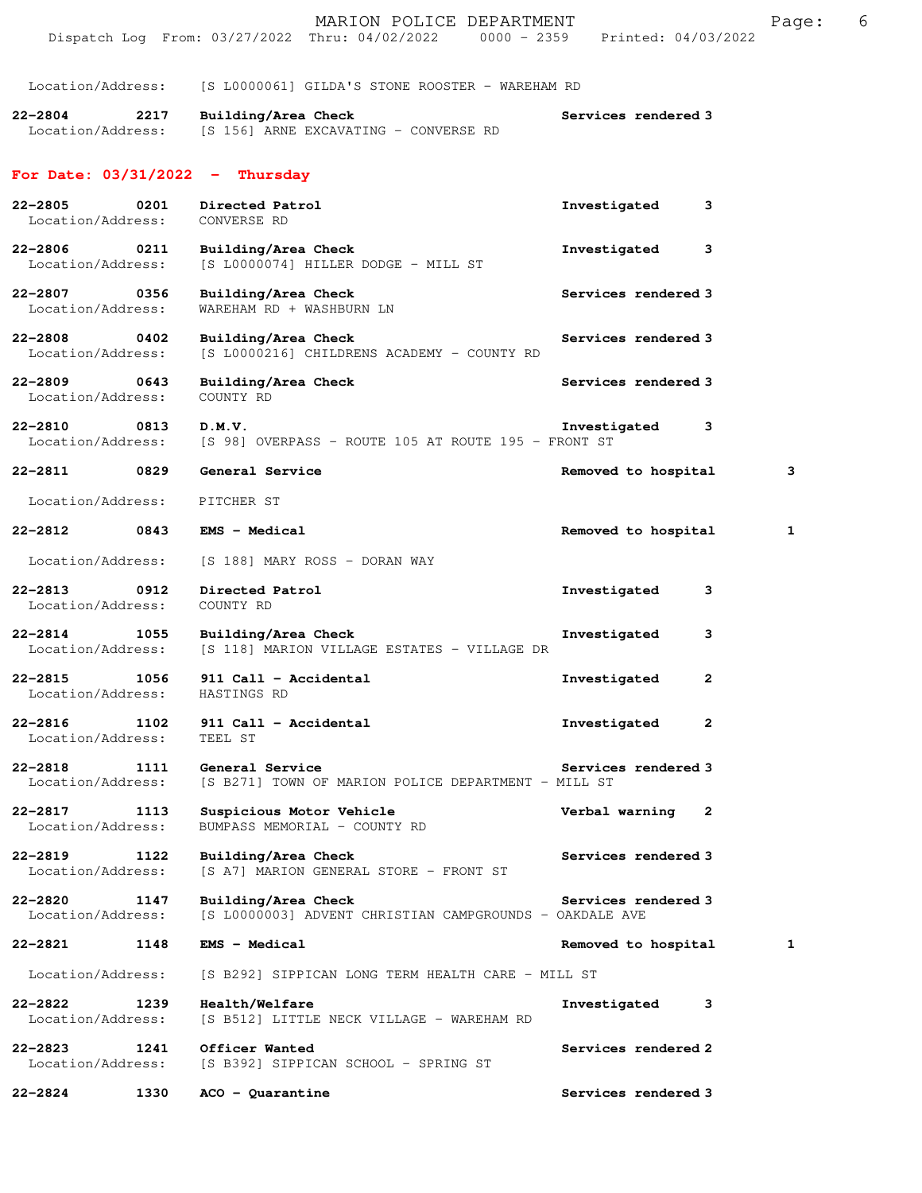Location/Address: [S L0000061] GILDA'S STONE ROOSTER - WAREHAM RD

**22-2804 2217 Building/Area Check** Services rendered 3
Location/Address: [S 156] ARNE EXCAVATING - CONVERSE RD

## For Date: 03/31/2022 - Thursday

**22-2805 0201 Directed Patrol** Investigated 3
Location/Address: CONVERSE RD

**22-2806 0211 Building/Area Check** Investigated 3
Location/Address: [S L0000074] HILLER DODGE - MILL ST

**22-2807 0356 Building/Area Check** Services rendered 3
Location/Address: WAREHAM RD + WASHBURN LN

**22-2808 0402 Building/Area Check** Services rendered 3
Location/Address: [S L0000216] CHILDRENS ACADEMY - COUNTY RD

**22-2809 0643 Building/Area Check** Services rendered 3
Location/Address: COUNTY RD

**22-2810 0813 D.M.V.** Investigated 3
Location/Address: [S 98] OVERPASS - ROUTE 105 AT ROUTE 195 - FRONT ST

**22-2811 0829 General Service** Removed to hospital 3
Location/Address: PITCHER ST

**22-2812 0843 EMS - Medical** Removed to hospital 1
Location/Address: [S 188] MARY ROSS - DORAN WAY

**22-2813 0912 Directed Patrol** Investigated 3
Location/Address: COUNTY RD

**22-2814 1055 Building/Area Check** Investigated 3
Location/Address: [S 118] MARION VILLAGE ESTATES - VILLAGE DR

**22-2815 1056 911 Call - Accidental** Investigated 2
Location/Address: HASTINGS RD

**22-2816 1102 911 Call - Accidental** Investigated 2
Location/Address: TEEL ST

**22-2818 1111 General Service** Services rendered 3
Location/Address: [S B271] TOWN OF MARION POLICE DEPARTMENT - MILL ST

**22-2817 1113 Suspicious Motor Vehicle** Verbal warning 2
Location/Address: BUMPASS MEMORIAL - COUNTY RD

**22-2819 1122 Building/Area Check** Services rendered 3
Location/Address: [S A7] MARION GENERAL STORE - FRONT ST

**22-2820 1147 Building/Area Check** Services rendered 3
Location/Address: [S L0000003] ADVENT CHRISTIAN CAMPGROUNDS - OAKDALE AVE

**22-2821 1148 EMS - Medical** Removed to hospital 1
Location/Address: [S B292] SIPPICAN LONG TERM HEALTH CARE - MILL ST

**22-2822 1239 Health/Welfare** Investigated 3
Location/Address: [S B512] LITTLE NECK VILLAGE - WAREHAM RD

**22-2823 1241 Officer Wanted** Services rendered 2
Location/Address: [S B392] SIPPICAN SCHOOL - SPRING ST

**22-2824 1330 ACO - Quarantine** Services rendered 3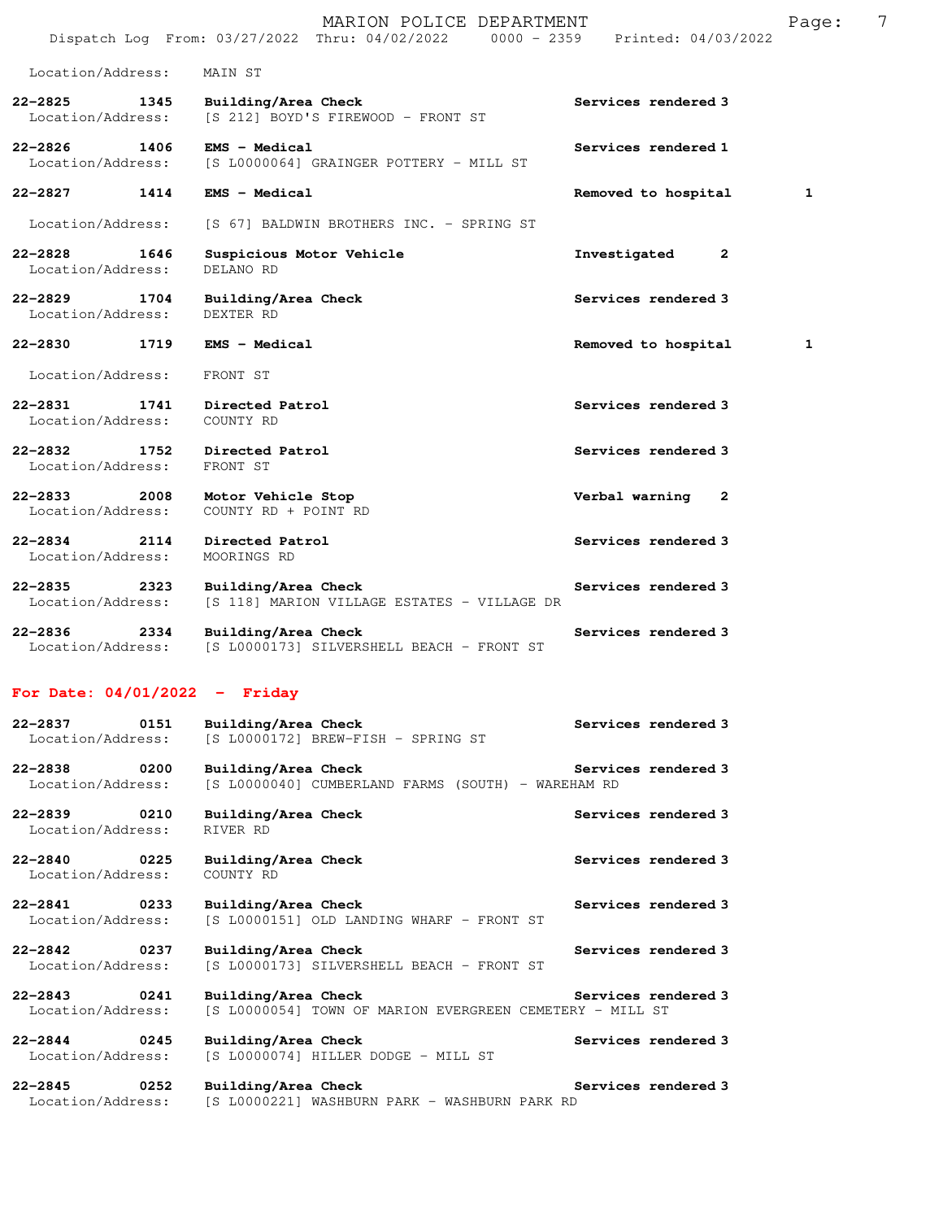Location/Address: MAIN ST

**22-2825 1345 Building/Area Check** Services rendered 3
Location/Address: [S 212] BOYD'S FIREWOOD - FRONT ST

**22-2826 1406 EMS - Medical** Services rendered 1
Location/Address: [S L0000064] GRAINGER POTTERY - MILL ST

**22-2827 1414 EMS - Medical** Removed to hospital 1
Location/Address: [S 67] BALDWIN BROTHERS INC. - SPRING ST

**22-2828 1646 Suspicious Motor Vehicle** Investigated 2
Location/Address: DELANO RD

**22-2829 1704 Building/Area Check** Services rendered 3
Location/Address: DEXTER RD

**22-2830 1719 EMS - Medical** Removed to hospital 1
Location/Address: FRONT ST

**22-2831 1741 Directed Patrol** Services rendered 3
Location/Address: COUNTY RD

**22-2832 1752 Directed Patrol** Services rendered 3
Location/Address: FRONT ST

**22-2833 2008 Motor Vehicle Stop** Verbal warning 2
Location/Address: COUNTY RD + POINT RD

**22-2834 2114 Directed Patrol** Services rendered 3
Location/Address: MOORINGS RD

**22-2835 2323 Building/Area Check** Services rendered 3
Location/Address: [S 118] MARION VILLAGE ESTATES - VILLAGE DR

**22-2836 2334 Building/Area Check** Services rendered 3
Location/Address: [S L0000173] SILVERSHELL BEACH - FRONT ST

## For Date: 04/01/2022 - Friday

**22-2837 0151 Building/Area Check** Services rendered 3
Location/Address: [S L0000172] BREW-FISH - SPRING ST

**22-2838 0200 Building/Area Check** Services rendered 3
Location/Address: [S L0000040] CUMBERLAND FARMS (SOUTH) - WAREHAM RD

**22-2839 0210 Building/Area Check** Services rendered 3
Location/Address: RIVER RD

**22-2840 0225 Building/Area Check** Services rendered 3
Location/Address: COUNTY RD

**22-2841 0233 Building/Area Check** Services rendered 3
Location/Address: [S L0000151] OLD LANDING WHARF - FRONT ST

**22-2842 0237 Building/Area Check** Services rendered 3
Location/Address: [S L0000173] SILVERSHELL BEACH - FRONT ST

**22-2843 0241 Building/Area Check** Services rendered 3
Location/Address: [S L0000054] TOWN OF MARION EVERGREEN CEMETERY - MILL ST

**22-2844 0245 Building/Area Check** Services rendered 3
Location/Address: [S L0000074] HILLER DODGE - MILL ST

**22-2845 0252 Building/Area Check** Services rendered 3
Location/Address: [S L0000221] WASHBURN PARK - WASHBURN PARK RD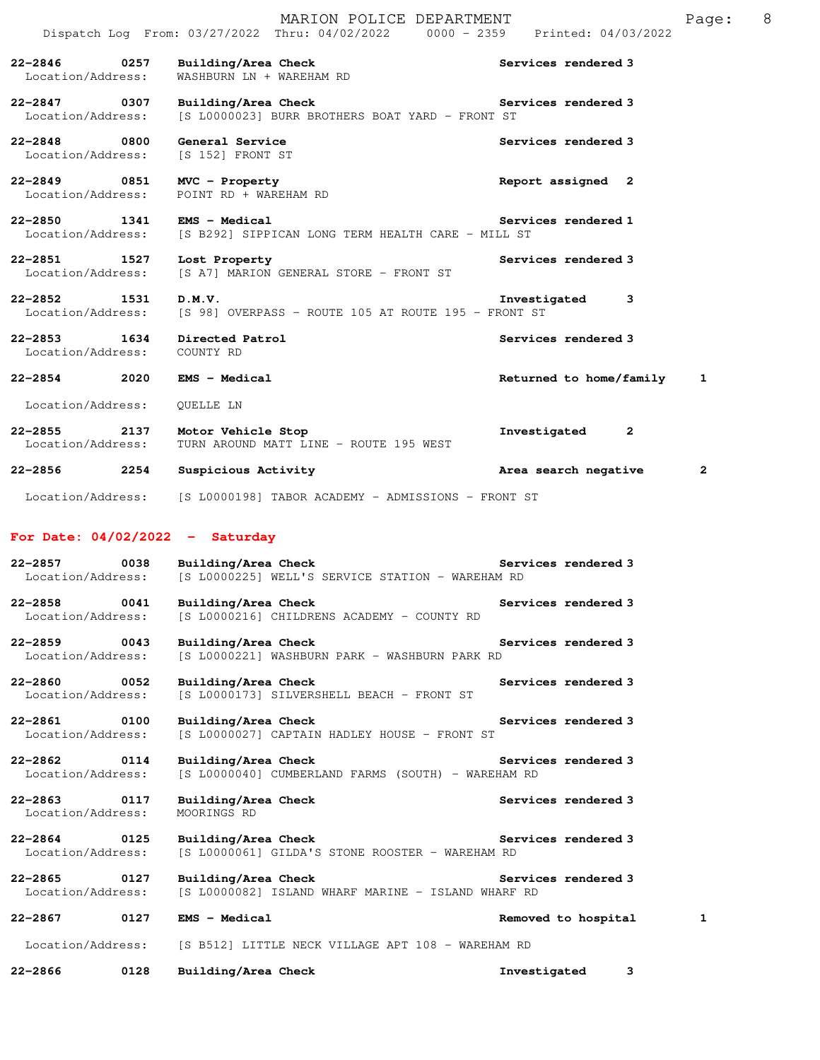22-2846 0257 **Building/Area Check** Services rendered 3
Location/Address: WASHBURN LN + WAREHAM RD

22-2847 0307 **Building/Area Check** Services rendered 3
Location/Address: [S L0000023] BURR BROTHERS BOAT YARD - FRONT ST

22-2848 0800 **General Service** Services rendered 3
Location/Address: [S 152] FRONT ST

22-2849 0851 **MVC - Property** Report assigned 2
Location/Address: POINT RD + WAREHAM RD

22-2850 1341 **EMS - Medical** Services rendered 1
Location/Address: [S B292] SIPPICAN LONG TERM HEALTH CARE - MILL ST

22-2851 1527 **Lost Property** Services rendered 3
Location/Address: [S A7] MARION GENERAL STORE - FRONT ST

22-2852 1531 **D.M.V.** Investigated 3
Location/Address: [S 98] OVERPASS - ROUTE 105 AT ROUTE 195 - FRONT ST

22-2853 1634 **Directed Patrol** Services rendered 3
Location/Address: COUNTY RD

22-2854 2020 **EMS - Medical** Returned to home/family 1
Location/Address: QUELLE LN

22-2855 2137 **Motor Vehicle Stop** Investigated 2
Location/Address: TURN AROUND MATT LINE - ROUTE 195 WEST

22-2856 2254 **Suspicious Activity** Area search negative 2
Location/Address: [S L0000198] TABOR ACADEMY - ADMISSIONS - FRONT ST

## For Date: 04/02/2022 - Saturday

22-2857 0038 **Building/Area Check** Services rendered 3
Location/Address: [S L0000225] WELL'S SERVICE STATION - WAREHAM RD

22-2858 0041 **Building/Area Check** Services rendered 3
Location/Address: [S L0000216] CHILDRENS ACADEMY - COUNTY RD

22-2859 0043 **Building/Area Check** Services rendered 3
Location/Address: [S L0000221] WASHBURN PARK - WASHBURN PARK RD

22-2860 0052 **Building/Area Check** Services rendered 3
Location/Address: [S L0000173] SILVERSHELL BEACH - FRONT ST

22-2861 0100 **Building/Area Check** Services rendered 3
Location/Address: [S L0000027] CAPTAIN HADLEY HOUSE - FRONT ST

22-2862 0114 **Building/Area Check** Services rendered 3
Location/Address: [S L0000040] CUMBERLAND FARMS (SOUTH) - WAREHAM RD

22-2863 0117 **Building/Area Check** Services rendered 3
Location/Address: MOORINGS RD

22-2864 0125 **Building/Area Check** Services rendered 3
Location/Address: [S L0000061] GILDA'S STONE ROOSTER - WAREHAM RD

22-2865 0127 **Building/Area Check** Services rendered 3
Location/Address: [S L0000082] ISLAND WHARF MARINE - ISLAND WHARF RD

22-2867 0127 **EMS - Medical** Removed to hospital 1
Location/Address: [S B512] LITTLE NECK VILLAGE APT 108 - WAREHAM RD

22-2866 0128 **Building/Area Check** Investigated 3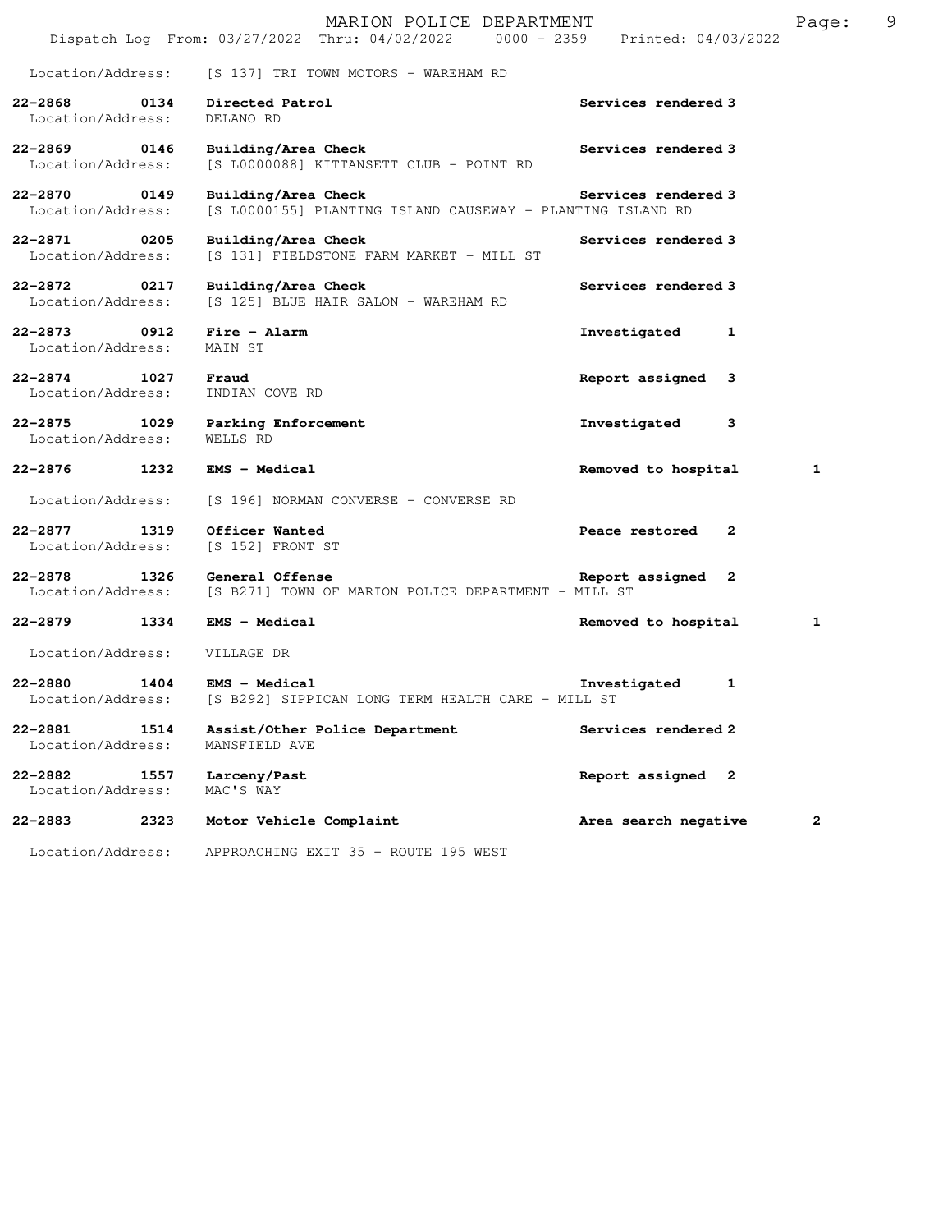Location/Address: [S 137] TRI TOWN MOTORS - WAREHAM RD

**22-2868 0134 Directed Patrol** **Services rendered 3**
Location/Address: DELANO RD

**22-2869 0146 Building/Area Check** **Services rendered 3**
Location/Address: [S L0000088] KITTANSETT CLUB - POINT RD

**22-2870 0149 Building/Area Check** **Services rendered 3**
Location/Address: [S L0000155] PLANTING ISLAND CAUSEWAY - PLANTING ISLAND RD

**22-2871 0205 Building/Area Check** **Services rendered 3**
Location/Address: [S 131] FIELDSTONE FARM MARKET - MILL ST

**22-2872 0217 Building/Area Check** **Services rendered 3**
Location/Address: [S 125] BLUE HAIR SALON - WAREHAM RD

**22-2873 0912 Fire - Alarm** **Investigated 1**
Location/Address: MAIN ST

**22-2874 1027 Fraud** **Report assigned 3**
Location/Address: INDIAN COVE RD

**22-2875 1029 Parking Enforcement** **Investigated 3**
Location/Address: WELLS RD

**22-2876 1232 EMS - Medical** **Removed to hospital 1**

Location/Address: [S 196] NORMAN CONVERSE - CONVERSE RD

**22-2877 1319 Officer Wanted** **Peace restored 2**
Location/Address: [S 152] FRONT ST

**22-2878 1326 General Offense** **Report assigned 2**
Location/Address: [S B271] TOWN OF MARION POLICE DEPARTMENT - MILL ST

**22-2879 1334 EMS - Medical** **Removed to hospital 1**

Location/Address: VILLAGE DR

**22-2880 1404 EMS - Medical** **Investigated 1**
Location/Address: [S B292] SIPPICAN LONG TERM HEALTH CARE - MILL ST

**22-2881 1514 Assist/Other Police Department** **Services rendered 2**
Location/Address: MANSFIELD AVE

**22-2882 1557 Larceny/Past** **Report assigned 2**
Location/Address: MAC'S WAY

**22-2883 2323 Motor Vehicle Complaint** **Area search negative 2**

Location/Address: APPROACHING EXIT 35 - ROUTE 195 WEST